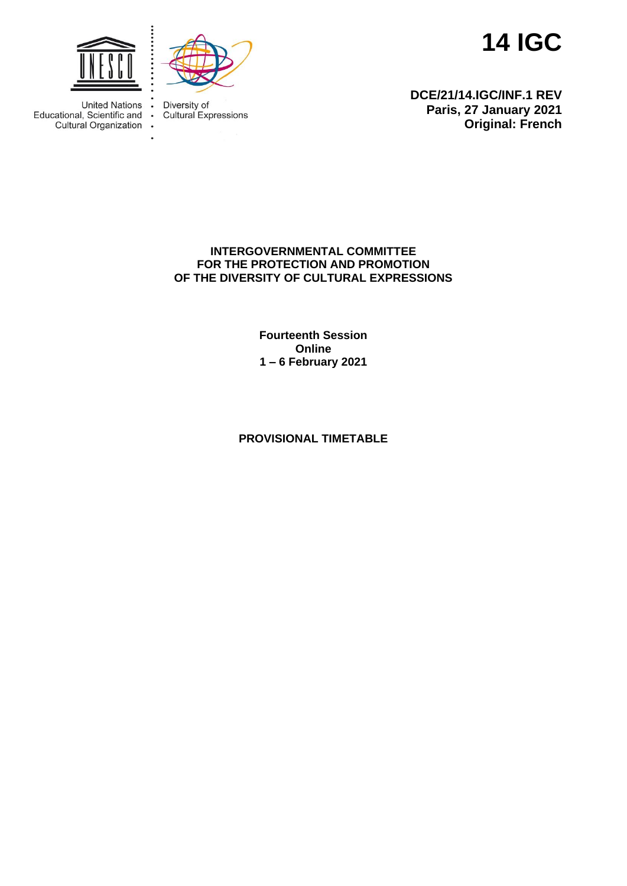United Nations
Educational, Scientific and
Cultural Organization

Diversity of
Cultural Expressions

# 14 IGC

**DCE/21/14.IGC/INF.1 REV**
**Paris, 27 January 2021**
**Original: French**

**INTERGOVERNMENTAL COMMITTEE**
**FOR THE PROTECTION AND PROMOTION**
**OF THE DIVERSITY OF CULTURAL EXPRESSIONS**

**Fourteenth Session**
**Online**
**1 – 6 February 2021**

## PROVISIONAL TIMETABLE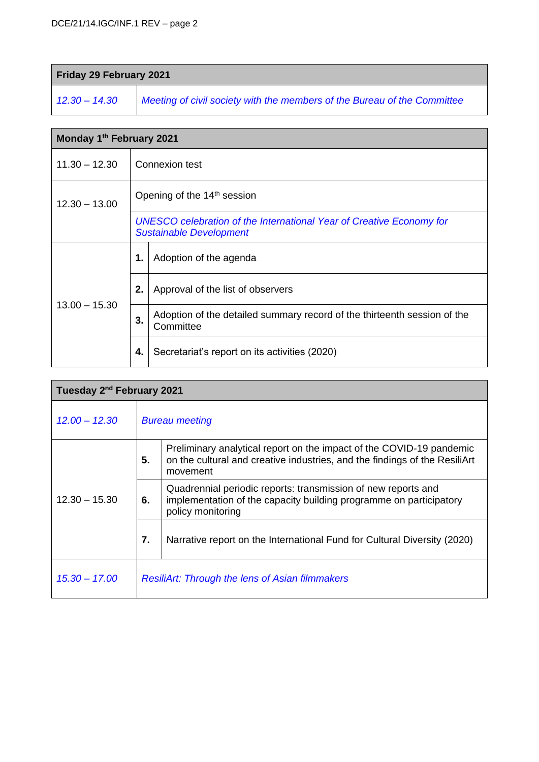| **Friday 29 February 2021** | |
|---|---|
| *12.30 – 14.30* | *Meeting of civil society with the members of the Bureau of the Committee* |

| **Monday 1th February 2021** | | |
|---|---|---|
| 11.30 – 12.30 | Connexion test | |
| 12.30 – 13.00 | Opening of the 14th session | |
| | *UNESCO celebration of the International Year of Creative Economy for Sustainable Development* | |
| 13.00 – 15.30 | **1.** | Adoption of the agenda |
| | **2.** | Approval of the list of observers |
| | **3.** | Adoption of the detailed summary record of the thirteenth session of the Committee |
| | **4.** | Secretariat's report on its activities (2020) |

| **Tuesday 2nd February 2021** | | |
|---|---|---|
| *12.00 – 12.30* | *Bureau meeting* | |
| 12.30 – 15.30 | **5.** | Preliminary analytical report on the impact of the COVID-19 pandemic on the cultural and creative industries, and the findings of the ResiliArt movement |
| | **6.** | Quadrennial periodic reports: transmission of new reports and implementation of the capacity building programme on participatory policy monitoring |
| | **7.** | Narrative report on the International Fund for Cultural Diversity (2020) |
| *15.30 – 17.00* | *ResiliArt: Through the lens of Asian filmmakers* | |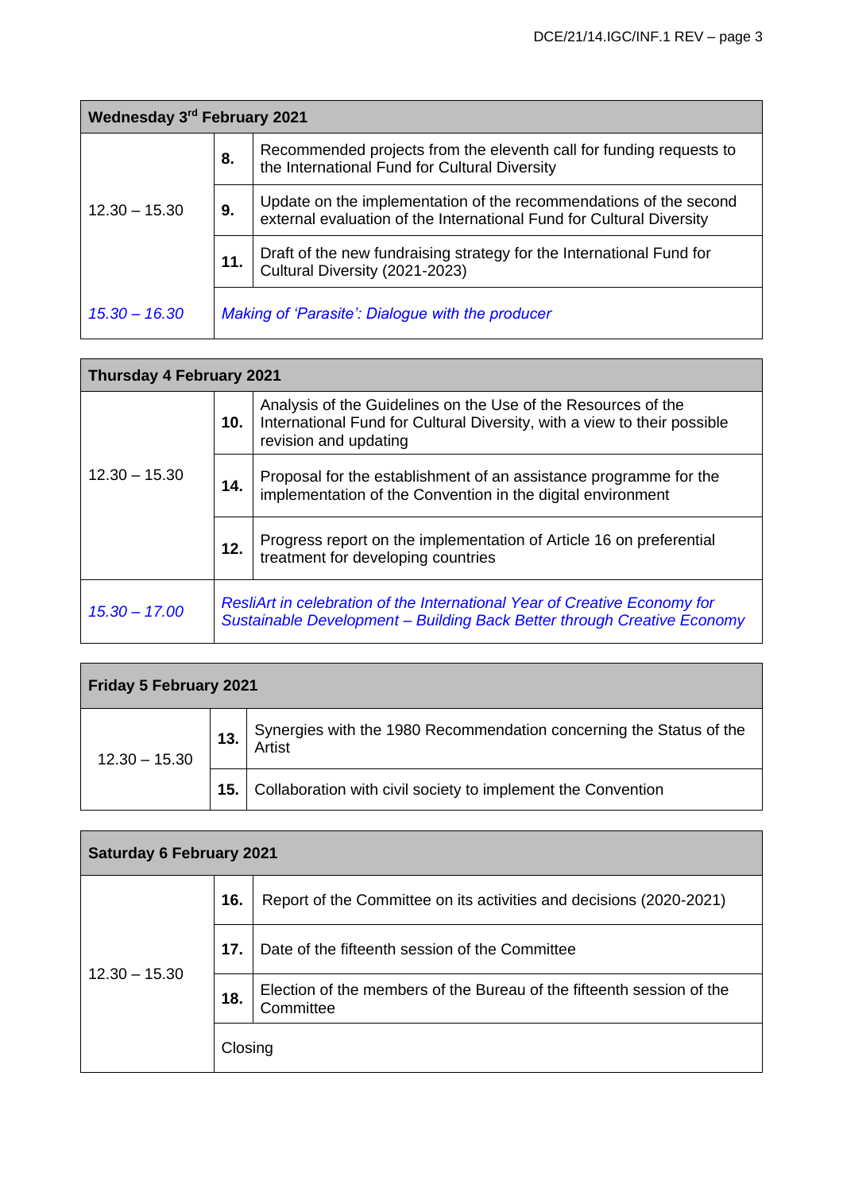| Wednesday 3rd February 2021 | | |
|---|---|---|
| 12.30 – 15.30 | **8.** | Recommended projects from the eleventh call for funding requests to the International Fund for Cultural Diversity |
| | **9.** | Update on the implementation of the recommendations of the second external evaluation of the International Fund for Cultural Diversity |
| | **11.** | Draft of the new fundraising strategy for the International Fund for Cultural Diversity (2021-2023) |
| *15.30 – 16.30* | *Making of 'Parasite': Dialogue with the producer* | |

| Thursday 4 February 2021 | | |
|---|---|---|
| 12.30 – 15.30 | **10.** | Analysis of the Guidelines on the Use of the Resources of the International Fund for Cultural Diversity, with a view to their possible revision and updating |
| | **14.** | Proposal for the establishment of an assistance programme for the implementation of the Convention in the digital environment |
| | **12.** | Progress report on the implementation of Article 16 on preferential treatment for developing countries |
| *15.30 – 17.00* | *ResliArt in celebration of the International Year of Creative Economy for Sustainable Development – Building Back Better through Creative Economy* | |

| Friday 5 February 2021 | | |
|---|---|---|
| 12.30 – 15.30 | **13.** | Synergies with the 1980 Recommendation concerning the Status of the Artist |
| | **15.** | Collaboration with civil society to implement the Convention |

| Saturday 6 February 2021 | | |
|---|---|---|
| 12.30 – 15.30 | **16.** | Report of the Committee on its activities and decisions (2020-2021) |
| | **17.** | Date of the fifteenth session of the Committee |
| | **18.** | Election of the members of the Bureau of the fifteenth session of the Committee |
| | Closing | |